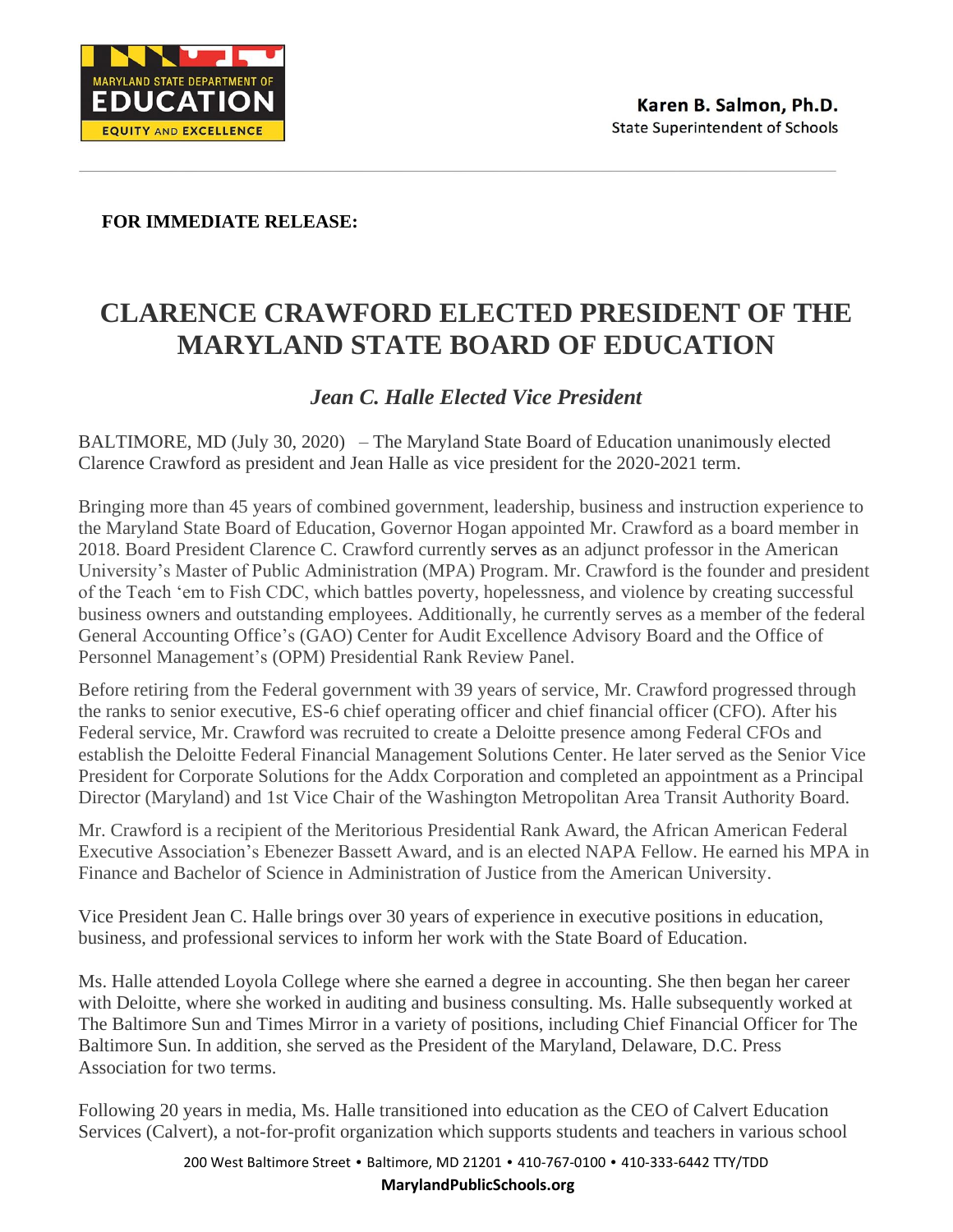Karen B. Salmon, Ph.D.
State Superintendent of Schools

**FOR IMMEDIATE RELEASE:**

# CLARENCE CRAWFORD ELECTED PRESIDENT OF THE MARYLAND STATE BOARD OF EDUCATION

## *Jean C. Halle Elected Vice President*

BALTIMORE, MD (July 30, 2020) – The Maryland State Board of Education unanimously elected Clarence Crawford as president and Jean Halle as vice president for the 2020-2021 term.

Bringing more than 45 years of combined government, leadership, business and instruction experience to the Maryland State Board of Education, Governor Hogan appointed Mr. Crawford as a board member in 2018. Board President Clarence C. Crawford currently serves as an adjunct professor in the American University's Master of Public Administration (MPA) Program. Mr. Crawford is the founder and president of the Teach 'em to Fish CDC, which battles poverty, hopelessness, and violence by creating successful business owners and outstanding employees. Additionally, he currently serves as a member of the federal General Accounting Office's (GAO) Center for Audit Excellence Advisory Board and the Office of Personnel Management's (OPM) Presidential Rank Review Panel.

Before retiring from the Federal government with 39 years of service, Mr. Crawford progressed through the ranks to senior executive, ES-6 chief operating officer and chief financial officer (CFO). After his Federal service, Mr. Crawford was recruited to create a Deloitte presence among Federal CFOs and establish the Deloitte Federal Financial Management Solutions Center. He later served as the Senior Vice President for Corporate Solutions for the Addx Corporation and completed an appointment as a Principal Director (Maryland) and 1st Vice Chair of the Washington Metropolitan Area Transit Authority Board.

Mr. Crawford is a recipient of the Meritorious Presidential Rank Award, the African American Federal Executive Association's Ebenezer Bassett Award, and is an elected NAPA Fellow. He earned his MPA in Finance and Bachelor of Science in Administration of Justice from the American University.

Vice President Jean C. Halle brings over 30 years of experience in executive positions in education, business, and professional services to inform her work with the State Board of Education.

Ms. Halle attended Loyola College where she earned a degree in accounting. She then began her career with Deloitte, where she worked in auditing and business consulting. Ms. Halle subsequently worked at The Baltimore Sun and Times Mirror in a variety of positions, including Chief Financial Officer for The Baltimore Sun. In addition, she served as the President of the Maryland, Delaware, D.C. Press Association for two terms.

Following 20 years in media, Ms. Halle transitioned into education as the CEO of Calvert Education Services (Calvert), a not-for-profit organization which supports students and teachers in various school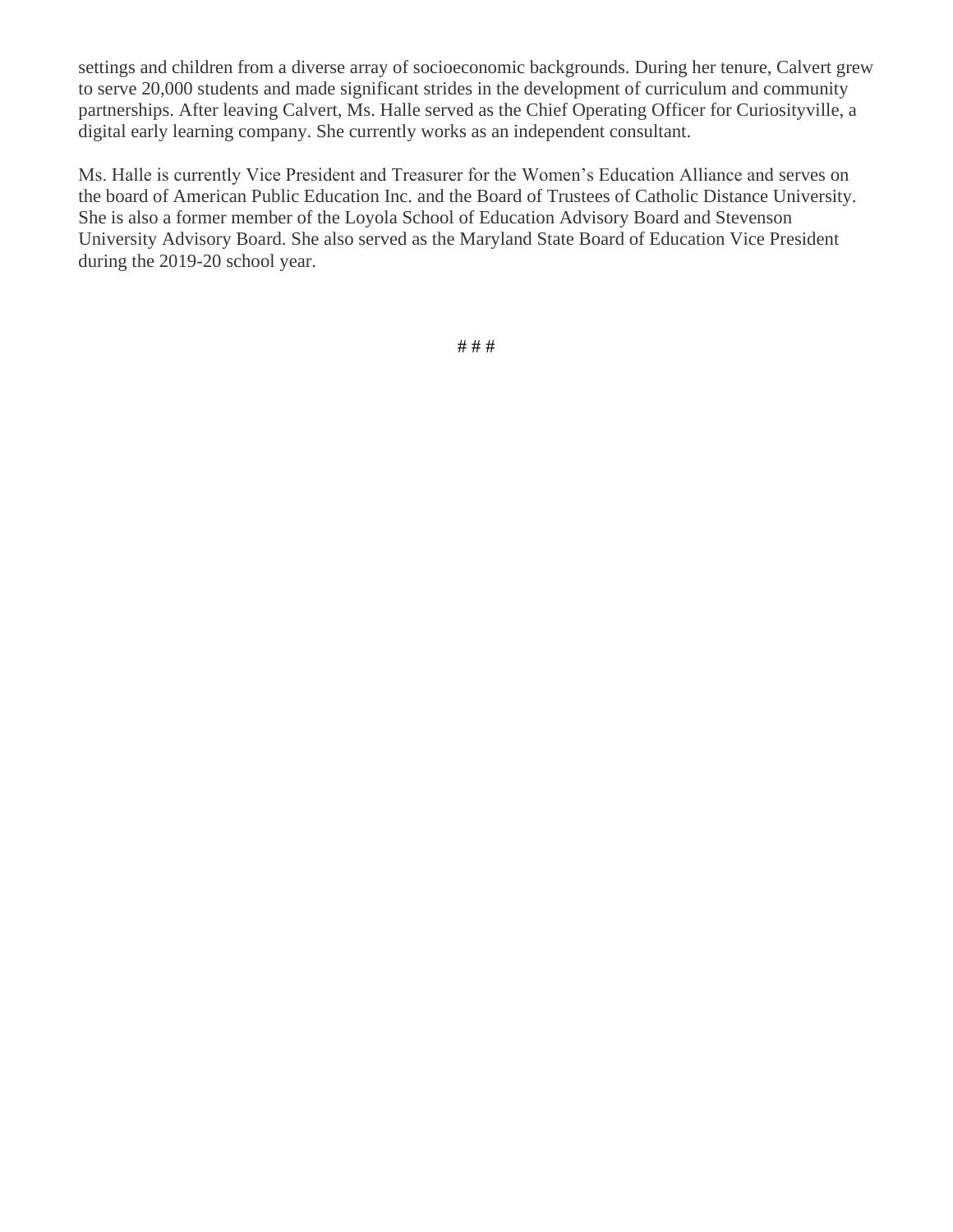settings and children from a diverse array of socioeconomic backgrounds. During her tenure, Calvert grew to serve 20,000 students and made significant strides in the development of curriculum and community partnerships. After leaving Calvert, Ms. Halle served as the Chief Operating Officer for Curiosityville, a digital early learning company. She currently works as an independent consultant.

Ms. Halle is currently Vice President and Treasurer for the Women's Education Alliance and serves on the board of American Public Education Inc. and the Board of Trustees of Catholic Distance University. She is also a former member of the Loyola School of Education Advisory Board and Stevenson University Advisory Board. She also served as the Maryland State Board of Education Vice President during the 2019-20 school year.

# # #